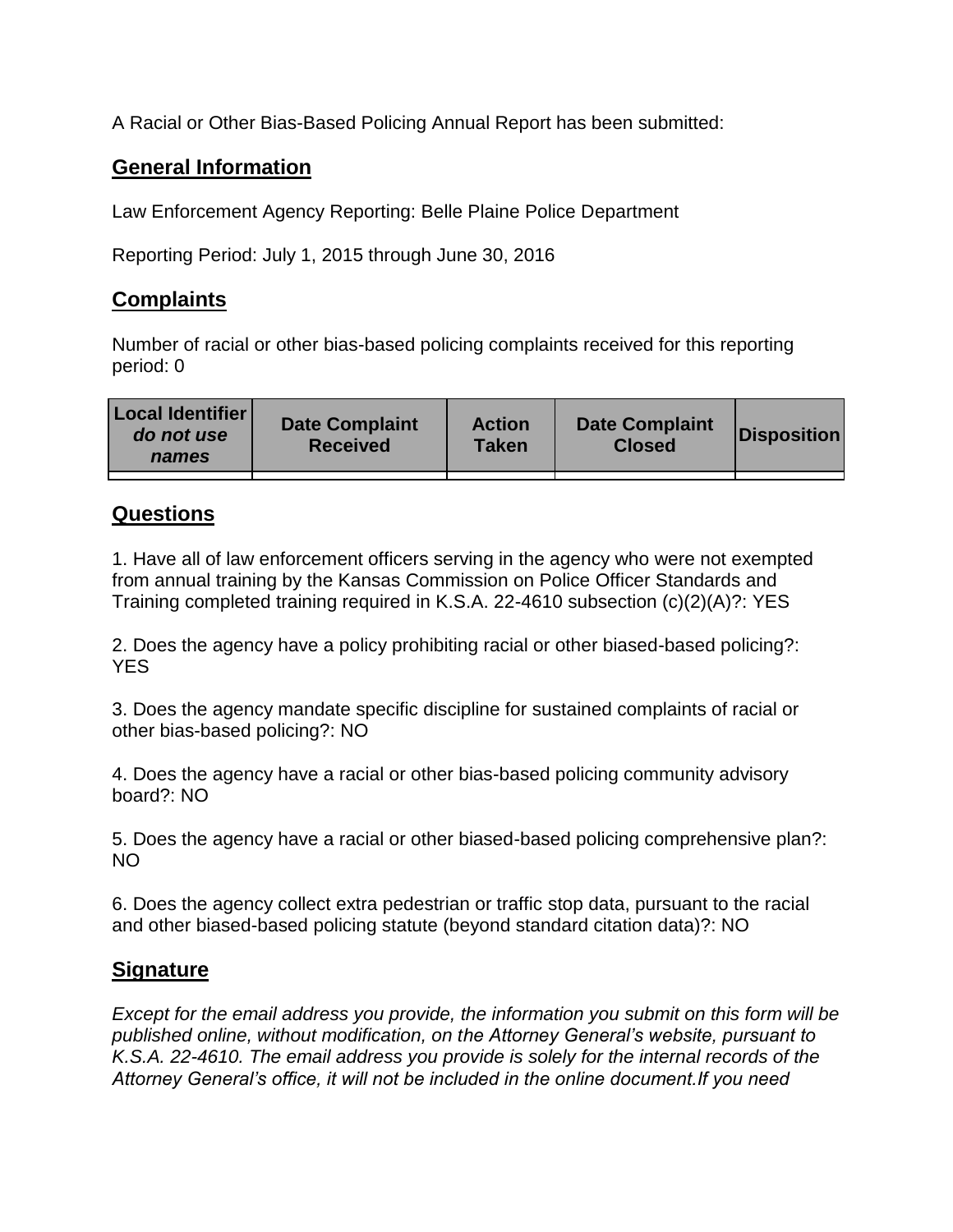A Racial or Other Bias-Based Policing Annual Report has been submitted:

## General Information

Law Enforcement Agency Reporting: Belle Plaine Police Department

Reporting Period: July 1, 2015 through June 30, 2016

## Complaints

Number of racial or other bias-based policing complaints received for this reporting period: 0

| **Local Identifier** ***do not use names*** | **Date Complaint Received** | **Action Taken** | **Date Complaint Closed** | **Disposition** |
|---|---|---|---|---|
| | | | | |

## Questions

1. Have all of law enforcement officers serving in the agency who were not exempted from annual training by the Kansas Commission on Police Officer Standards and Training completed training required in K.S.A. 22-4610 subsection (c)(2)(A)?: YES

2. Does the agency have a policy prohibiting racial or other biased-based policing?: YES

3. Does the agency mandate specific discipline for sustained complaints of racial or other bias-based policing?: NO

4. Does the agency have a racial or other bias-based policing community advisory board?: NO

5. Does the agency have a racial or other biased-based policing comprehensive plan?: NO

6. Does the agency collect extra pedestrian or traffic stop data, pursuant to the racial and other biased-based policing statute (beyond standard citation data)?: NO

## Signature

*Except for the email address you provide, the information you submit on this form will be published online, without modification, on the Attorney General's website, pursuant to K.S.A. 22-4610. The email address you provide is solely for the internal records of the Attorney General's office, it will not be included in the online document.If you need*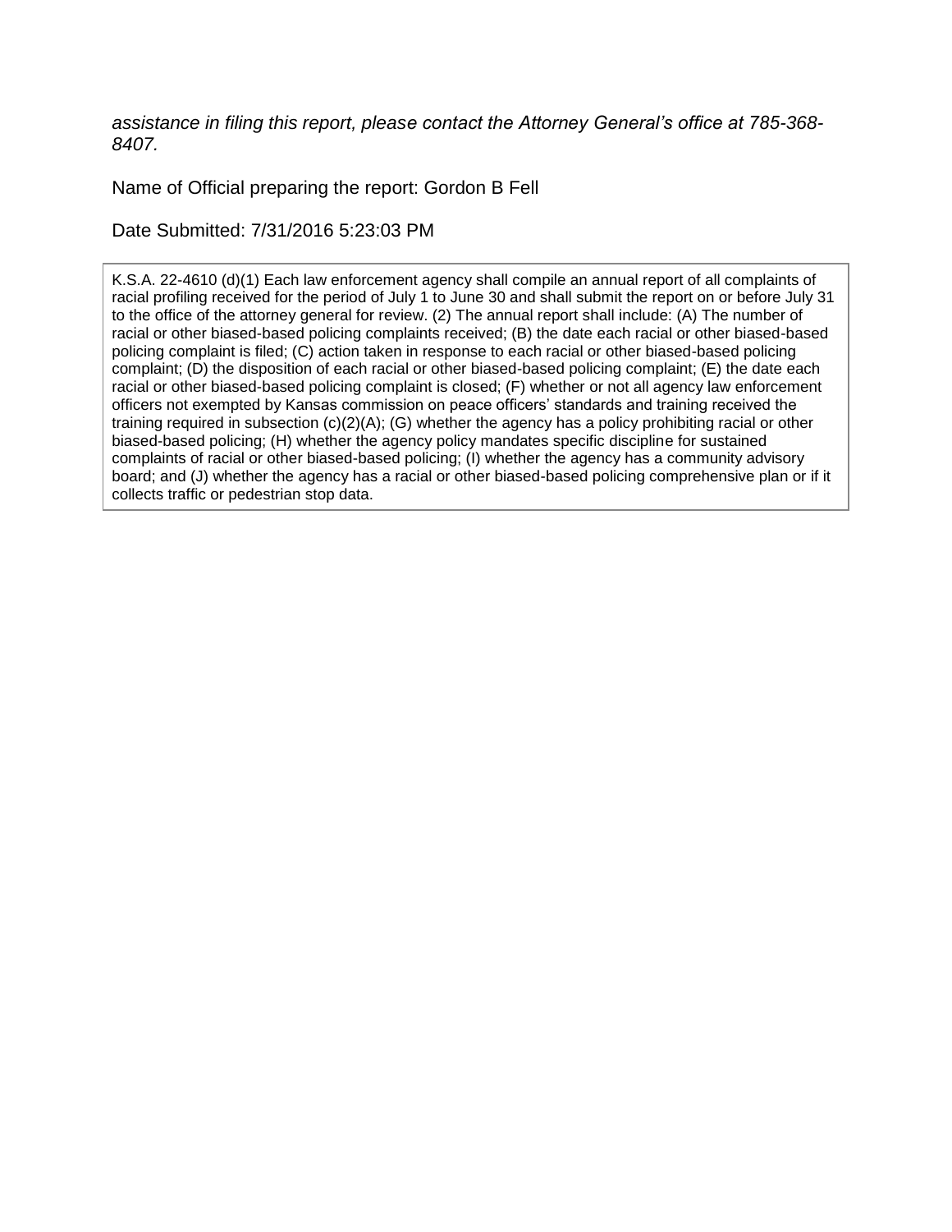*assistance in filing this report, please contact the Attorney General's office at 785-368-8407.*

Name of Official preparing the report: Gordon B Fell

Date Submitted: 7/31/2016 5:23:03 PM

K.S.A. 22-4610 (d)(1) Each law enforcement agency shall compile an annual report of all complaints of racial profiling received for the period of July 1 to June 30 and shall submit the report on or before July 31 to the office of the attorney general for review. (2) The annual report shall include: (A) The number of racial or other biased-based policing complaints received; (B) the date each racial or other biased-based policing complaint is filed; (C) action taken in response to each racial or other biased-based policing complaint; (D) the disposition of each racial or other biased-based policing complaint; (E) the date each racial or other biased-based policing complaint is closed; (F) whether or not all agency law enforcement officers not exempted by Kansas commission on peace officers' standards and training received the training required in subsection (c)(2)(A); (G) whether the agency has a policy prohibiting racial or other biased-based policing; (H) whether the agency policy mandates specific discipline for sustained complaints of racial or other biased-based policing; (I) whether the agency has a community advisory board; and (J) whether the agency has a racial or other biased-based policing comprehensive plan or if it collects traffic or pedestrian stop data.